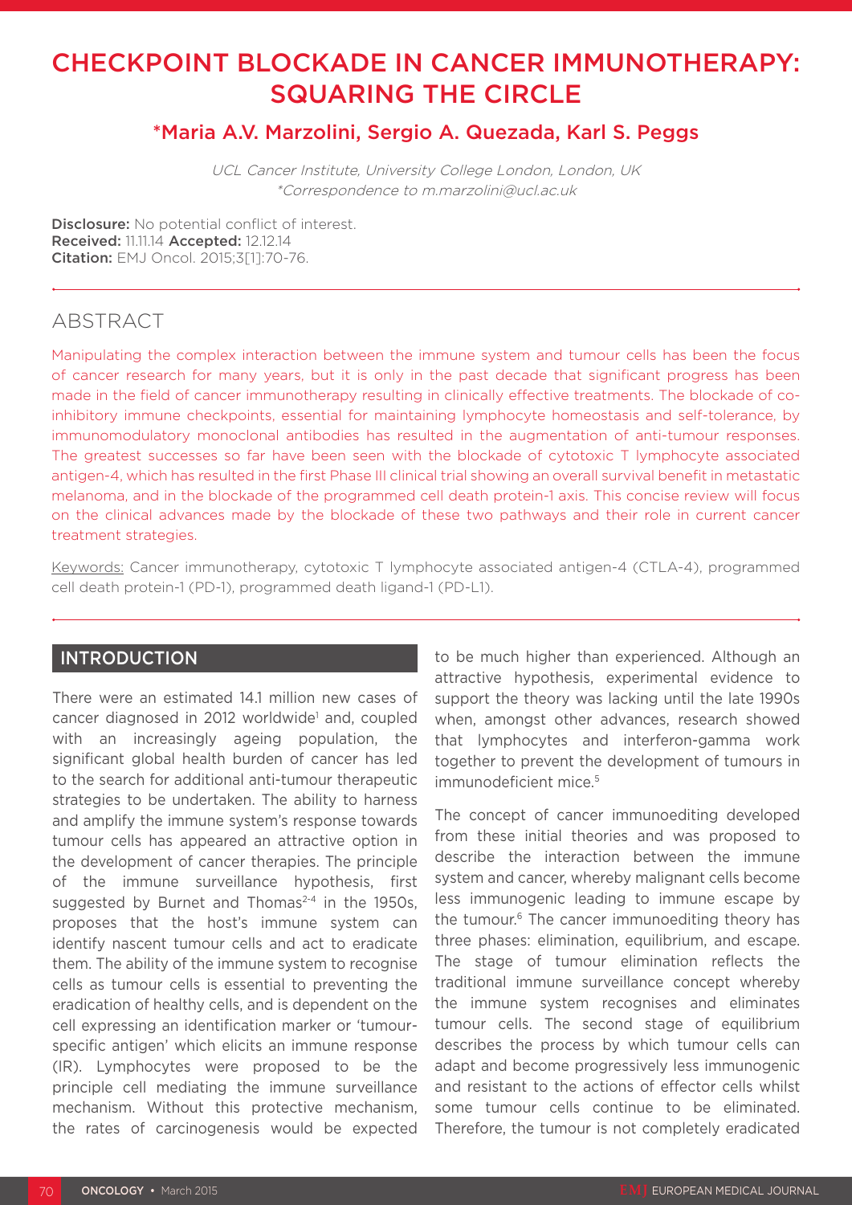# CHECKPOINT BLOCKADE IN CANCER IMMUNOTHERAPY: SQUARING THE CIRCLE

## *Maria A.V. Marzolini, Sergio A. Quezada, Karl S. Peggs

*UCL Cancer Institute, University College London, London, UK*
*\*Correspondence to m.marzolini@ucl.ac.uk*

**Disclosure:** No potential conflict of interest.
**Received:** 11.11.14 **Accepted:** 12.12.14
**Citation:** EMJ Oncol. 2015;3[1]:70-76.

## ABSTRACT

Manipulating the complex interaction between the immune system and tumour cells has been the focus of cancer research for many years, but it is only in the past decade that significant progress has been made in the field of cancer immunotherapy resulting in clinically effective treatments. The blockade of co-inhibitory immune checkpoints, essential for maintaining lymphocyte homeostasis and self-tolerance, by immunomodulatory monoclonal antibodies has resulted in the augmentation of anti-tumour responses. The greatest successes so far have been seen with the blockade of cytotoxic T lymphocyte associated antigen-4, which has resulted in the first Phase III clinical trial showing an overall survival benefit in metastatic melanoma, and in the blockade of the programmed cell death protein-1 axis. This concise review will focus on the clinical advances made by the blockade of these two pathways and their role in current cancer treatment strategies.

Keywords: Cancer immunotherapy, cytotoxic T lymphocyte associated antigen-4 (CTLA-4), programmed cell death protein-1 (PD-1), programmed death ligand-1 (PD-L1).

## INTRODUCTION

There were an estimated 14.1 million new cases of cancer diagnosed in 2012 worldwide[1] and, coupled with an increasingly ageing population, the significant global health burden of cancer has led to the search for additional anti-tumour therapeutic strategies to be undertaken. The ability to harness and amplify the immune system's response towards tumour cells has appeared an attractive option in the development of cancer therapies. The principle of the immune surveillance hypothesis, first suggested by Burnet and Thomas[2-4] in the 1950s, proposes that the host's immune system can identify nascent tumour cells and act to eradicate them. The ability of the immune system to recognise cells as tumour cells is essential to preventing the eradication of healthy cells, and is dependent on the cell expressing an identification marker or 'tumour-specific antigen' which elicits an immune response (IR). Lymphocytes were proposed to be the principle cell mediating the immune surveillance mechanism. Without this protective mechanism, the rates of carcinogenesis would be expected to be much higher than experienced. Although an attractive hypothesis, experimental evidence to support the theory was lacking until the late 1990s when, amongst other advances, research showed that lymphocytes and interferon-gamma work together to prevent the development of tumours in immunodeficient mice.[5]

The concept of cancer immunoediting developed from these initial theories and was proposed to describe the interaction between the immune system and cancer, whereby malignant cells become less immunogenic leading to immune escape by the tumour.[6] The cancer immunoediting theory has three phases: elimination, equilibrium, and escape. The stage of tumour elimination reflects the traditional immune surveillance concept whereby the immune system recognises and eliminates tumour cells. The second stage of equilibrium describes the process by which tumour cells can adapt and become progressively less immunogenic and resistant to the actions of effector cells whilst some tumour cells continue to be eliminated. Therefore, the tumour is not completely eradicated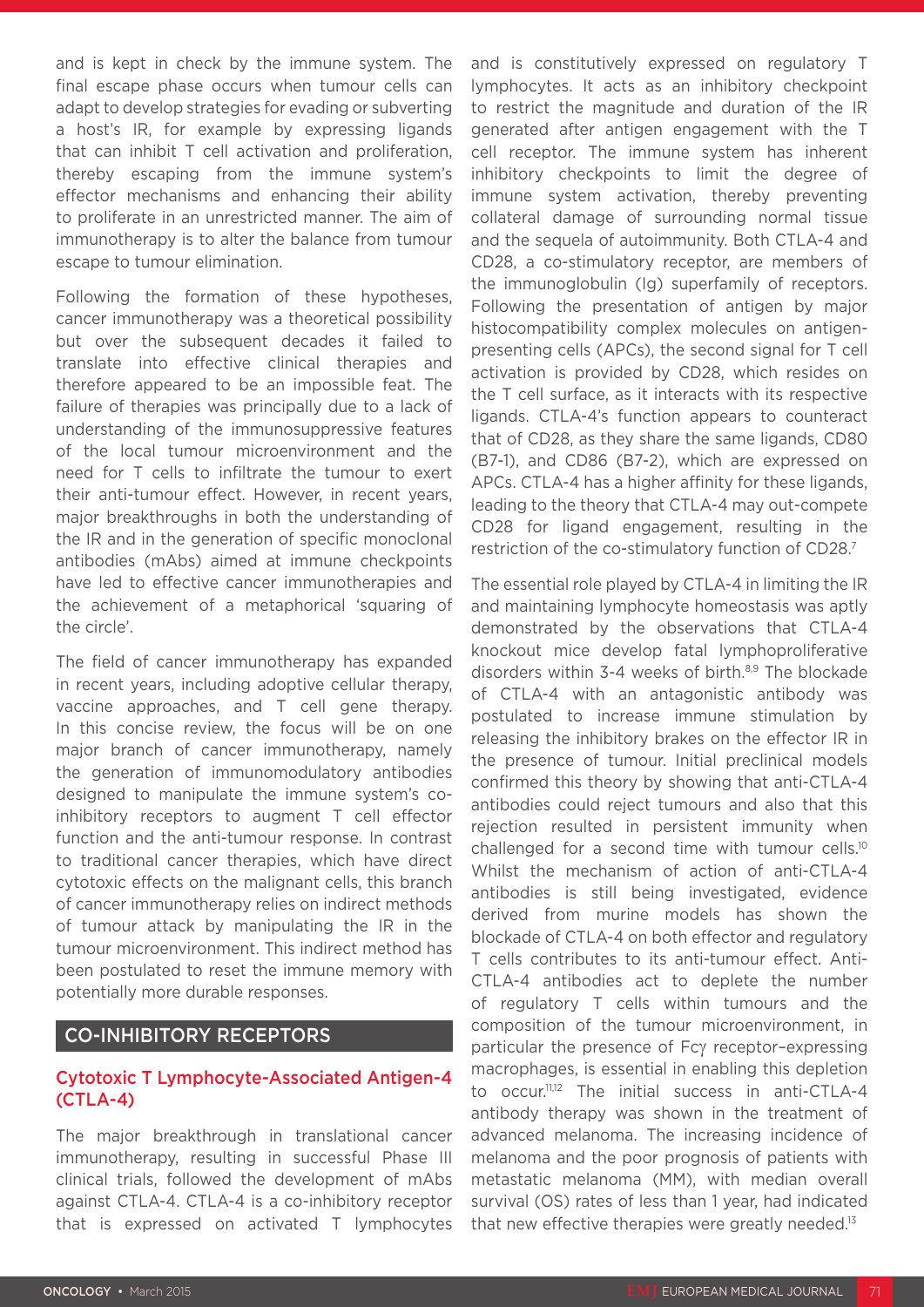and is kept in check by the immune system. The final escape phase occurs when tumour cells can adapt to develop strategies for evading or subverting a host's IR, for example by expressing ligands that can inhibit T cell activation and proliferation, thereby escaping from the immune system's effector mechanisms and enhancing their ability to proliferate in an unrestricted manner. The aim of immunotherapy is to alter the balance from tumour escape to tumour elimination.

Following the formation of these hypotheses, cancer immunotherapy was a theoretical possibility but over the subsequent decades it failed to translate into effective clinical therapies and therefore appeared to be an impossible feat. The failure of therapies was principally due to a lack of understanding of the immunosuppressive features of the local tumour microenvironment and the need for T cells to infiltrate the tumour to exert their anti-tumour effect. However, in recent years, major breakthroughs in both the understanding of the IR and in the generation of specific monoclonal antibodies (mAbs) aimed at immune checkpoints have led to effective cancer immunotherapies and the achievement of a metaphorical 'squaring of the circle'.

The field of cancer immunotherapy has expanded in recent years, including adoptive cellular therapy, vaccine approaches, and T cell gene therapy. In this concise review, the focus will be on one major branch of cancer immunotherapy, namely the generation of immunomodulatory antibodies designed to manipulate the immune system's co-inhibitory receptors to augment T cell effector function and the anti-tumour response. In contrast to traditional cancer therapies, which have direct cytotoxic effects on the malignant cells, this branch of cancer immunotherapy relies on indirect methods of tumour attack by manipulating the IR in the tumour microenvironment. This indirect method has been postulated to reset the immune memory with potentially more durable responses.

## CO-INHIBITORY RECEPTORS

### Cytotoxic T Lymphocyte-Associated Antigen-4 (CTLA-4)

The major breakthrough in translational cancer immunotherapy, resulting in successful Phase III clinical trials, followed the development of mAbs against CTLA-4. CTLA-4 is a co-inhibitory receptor that is expressed on activated T lymphocytes and is constitutively expressed on regulatory T lymphocytes. It acts as an inhibitory checkpoint to restrict the magnitude and duration of the IR generated after antigen engagement with the T cell receptor. The immune system has inherent inhibitory checkpoints to limit the degree of immune system activation, thereby preventing collateral damage of surrounding normal tissue and the sequela of autoimmunity. Both CTLA-4 and CD28, a co-stimulatory receptor, are members of the immunoglobulin (Ig) superfamily of receptors. Following the presentation of antigen by major histocompatibility complex molecules on antigen-presenting cells (APCs), the second signal for T cell activation is provided by CD28, which resides on the T cell surface, as it interacts with its respective ligands. CTLA-4's function appears to counteract that of CD28, as they share the same ligands, CD80 (B7-1), and CD86 (B7-2), which are expressed on APCs. CTLA-4 has a higher affinity for these ligands, leading to the theory that CTLA-4 may out-compete CD28 for ligand engagement, resulting in the restriction of the co-stimulatory function of CD28.[7]

The essential role played by CTLA-4 in limiting the IR and maintaining lymphocyte homeostasis was aptly demonstrated by the observations that CTLA-4 knockout mice develop fatal lymphoproliferative disorders within 3-4 weeks of birth.[8,9] The blockade of CTLA-4 with an antagonistic antibody was postulated to increase immune stimulation by releasing the inhibitory brakes on the effector IR in the presence of tumour. Initial preclinical models confirmed this theory by showing that anti-CTLA-4 antibodies could reject tumours and also that this rejection resulted in persistent immunity when challenged for a second time with tumour cells.[10] Whilst the mechanism of action of anti-CTLA-4 antibodies is still being investigated, evidence derived from murine models has shown the blockade of CTLA-4 on both effector and regulatory T cells contributes to its anti-tumour effect. Anti-CTLA-4 antibodies act to deplete the number of regulatory T cells within tumours and the composition of the tumour microenvironment, in particular the presence of Fcγ receptor–expressing macrophages, is essential in enabling this depletion to occur.[11,12] The initial success in anti-CTLA-4 antibody therapy was shown in the treatment of advanced melanoma. The increasing incidence of melanoma and the poor prognosis of patients with metastatic melanoma (MM), with median overall survival (OS) rates of less than 1 year, had indicated that new effective therapies were greatly needed.[13]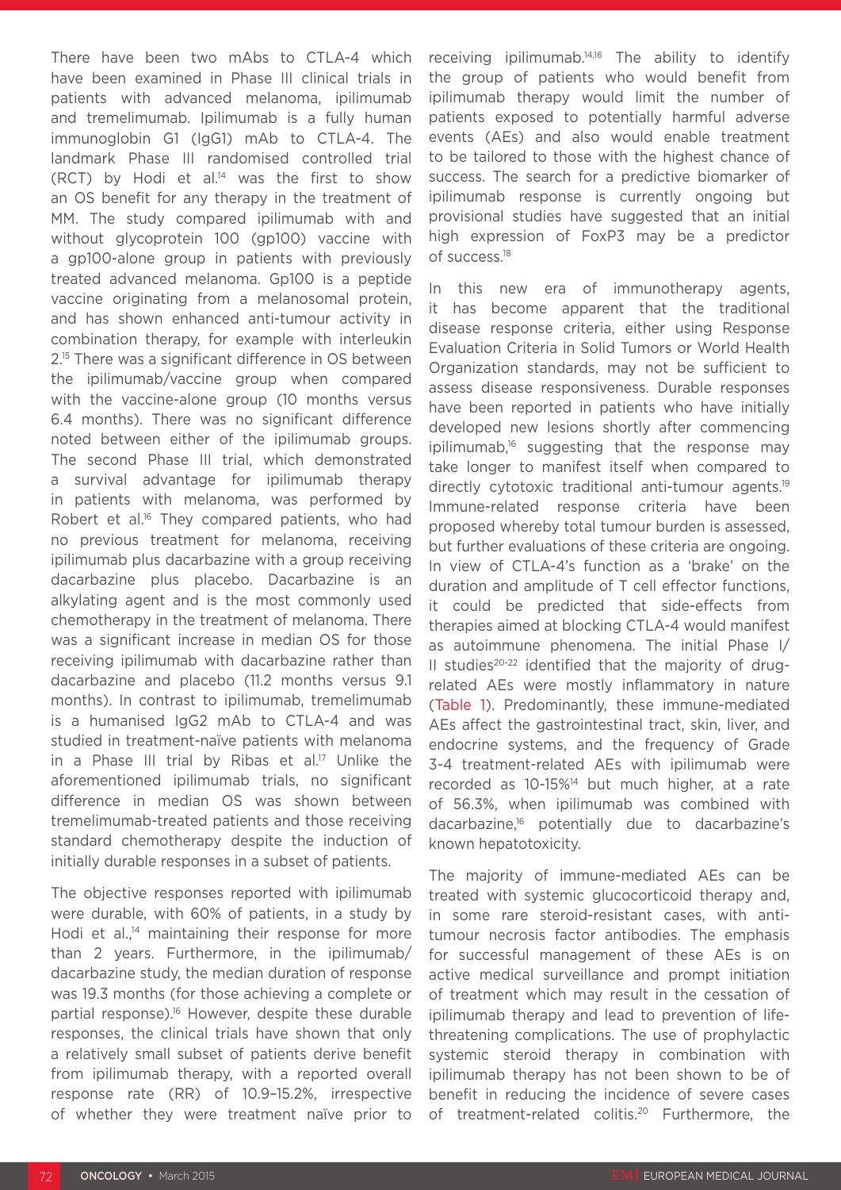There have been two mAbs to CTLA-4 which have been examined in Phase III clinical trials in patients with advanced melanoma, ipilimumab and tremelimumab. Ipilimumab is a fully human immunoglobin G1 (IgG1) mAb to CTLA-4. The landmark Phase III randomised controlled trial (RCT) by Hodi et al.[14] was the first to show an OS benefit for any therapy in the treatment of MM. The study compared ipilimumab with and without glycoprotein 100 (gp100) vaccine with a gp100-alone group in patients with previously treated advanced melanoma. Gp100 is a peptide vaccine originating from a melanosomal protein, and has shown enhanced anti-tumour activity in combination therapy, for example with interleukin 2.[15] There was a significant difference in OS between the ipilimumab/vaccine group when compared with the vaccine-alone group (10 months versus 6.4 months). There was no significant difference noted between either of the ipilimumab groups. The second Phase III trial, which demonstrated a survival advantage for ipilimumab therapy in patients with melanoma, was performed by Robert et al.[16] They compared patients, who had no previous treatment for melanoma, receiving ipilimumab plus dacarbazine with a group receiving dacarbazine plus placebo. Dacarbazine is an alkylating agent and is the most commonly used chemotherapy in the treatment of melanoma. There was a significant increase in median OS for those receiving ipilimumab with dacarbazine rather than dacarbazine and placebo (11.2 months versus 9.1 months). In contrast to ipilimumab, tremelimumab is a humanised IgG2 mAb to CTLA-4 and was studied in treatment-naïve patients with melanoma in a Phase III trial by Ribas et al.[17] Unlike the aforementioned ipilimumab trials, no significant difference in median OS was shown between tremelimumab-treated patients and those receiving standard chemotherapy despite the induction of initially durable responses in a subset of patients.

The objective responses reported with ipilimumab were durable, with 60% of patients, in a study by Hodi et al.,[14] maintaining their response for more than 2 years. Furthermore, in the ipilimumab/dacarbazine study, the median duration of response was 19.3 months (for those achieving a complete or partial response).[16] However, despite these durable responses, the clinical trials have shown that only a relatively small subset of patients derive benefit from ipilimumab therapy, with a reported overall response rate (RR) of 10.9–15.2%, irrespective of whether they were treatment naïve prior to receiving ipilimumab.[14,16] The ability to identify the group of patients who would benefit from ipilimumab therapy would limit the number of patients exposed to potentially harmful adverse events (AEs) and also would enable treatment to be tailored to those with the highest chance of success. The search for a predictive biomarker of ipilimumab response is currently ongoing but provisional studies have suggested that an initial high expression of FoxP3 may be a predictor of success.[18]

In this new era of immunotherapy agents, it has become apparent that the traditional disease response criteria, either using Response Evaluation Criteria in Solid Tumors or World Health Organization standards, may not be sufficient to assess disease responsiveness. Durable responses have been reported in patients who have initially developed new lesions shortly after commencing ipilimumab,[16] suggesting that the response may take longer to manifest itself when compared to directly cytotoxic traditional anti-tumour agents.[19] Immune-related response criteria have been proposed whereby total tumour burden is assessed, but further evaluations of these criteria are ongoing. In view of CTLA-4's function as a 'brake' on the duration and amplitude of T cell effector functions, it could be predicted that side-effects from therapies aimed at blocking CTLA-4 would manifest as autoimmune phenomena. The initial Phase I/II studies[20-22] identified that the majority of drug-related AEs were mostly inflammatory in nature (Table 1). Predominantly, these immune-mediated AEs affect the gastrointestinal tract, skin, liver, and endocrine systems, and the frequency of Grade 3-4 treatment-related AEs with ipilimumab were recorded as 10-15%[14] but much higher, at a rate of 56.3%, when ipilimumab was combined with dacarbazine,[16] potentially due to dacarbazine's known hepatotoxicity.

The majority of immune-mediated AEs can be treated with systemic glucocorticoid therapy and, in some rare steroid-resistant cases, with anti-tumour necrosis factor antibodies. The emphasis for successful management of these AEs is on active medical surveillance and prompt initiation of treatment which may result in the cessation of ipilimumab therapy and lead to prevention of life-threatening complications. The use of prophylactic systemic steroid therapy in combination with ipilimumab therapy has not been shown to be of benefit in reducing the incidence of severe cases of treatment-related colitis.[20] Furthermore, the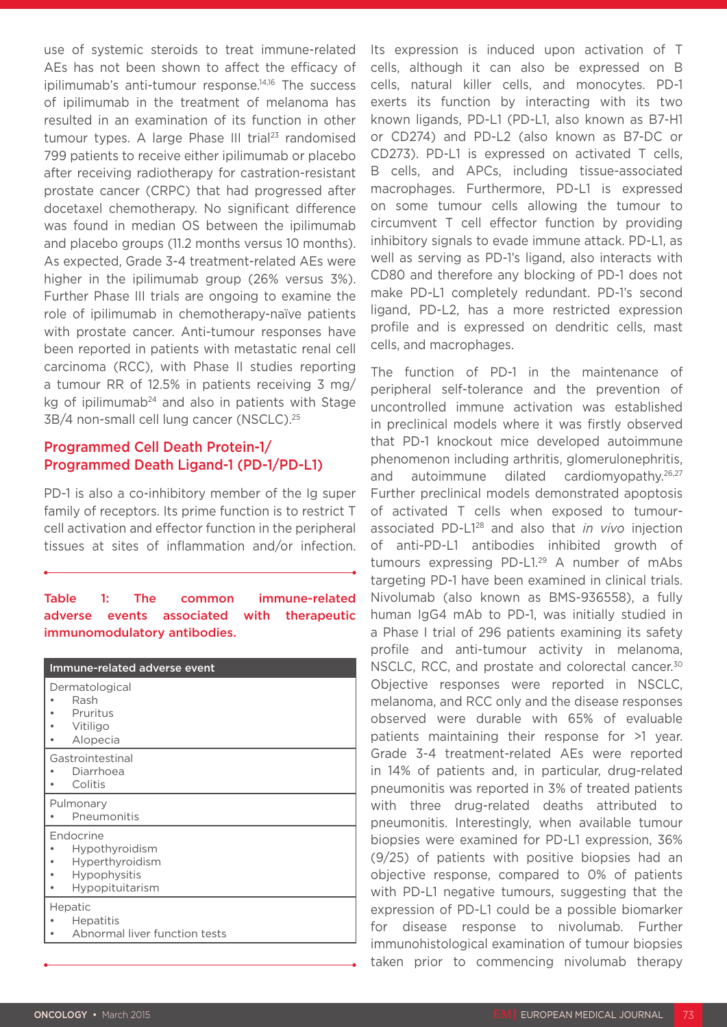use of systemic steroids to treat immune-related AEs has not been shown to affect the efficacy of ipilimumab's anti-tumour response.[14,16] The success of ipilimumab in the treatment of melanoma has resulted in an examination of its function in other tumour types. A large Phase III trial[23] randomised 799 patients to receive either ipilimumab or placebo after receiving radiotherapy for castration-resistant prostate cancer (CRPC) that had progressed after docetaxel chemotherapy. No significant difference was found in median OS between the ipilimumab and placebo groups (11.2 months versus 10 months). As expected, Grade 3-4 treatment-related AEs were higher in the ipilimumab group (26% versus 3%). Further Phase III trials are ongoing to examine the role of ipilimumab in chemotherapy-naïve patients with prostate cancer. Anti-tumour responses have been reported in patients with metastatic renal cell carcinoma (RCC), with Phase II studies reporting a tumour RR of 12.5% in patients receiving 3 mg/kg of ipilimumab[24] and also in patients with Stage 3B/4 non-small cell lung cancer (NSCLC).[25]

## Programmed Cell Death Protein-1/ Programmed Death Ligand-1 (PD-1/PD-L1)

PD-1 is also a co-inhibitory member of the Ig super family of receptors. Its prime function is to restrict T cell activation and effector function in the peripheral tissues at sites of inflammation and/or infection. Its expression is induced upon activation of T cells, although it can also be expressed on B cells, natural killer cells, and monocytes. PD-1 exerts its function by interacting with its two known ligands, PD-L1 (PD-L1, also known as B7-H1 or CD274) and PD-L2 (also known as B7-DC or CD273). PD-L1 is expressed on activated T cells, B cells, and APCs, including tissue-associated macrophages. Furthermore, PD-L1 is expressed on some tumour cells allowing the tumour to circumvent T cell effector function by providing inhibitory signals to evade immune attack. PD-L1, as well as serving as PD-1's ligand, also interacts with CD80 and therefore any blocking of PD-1 does not make PD-L1 completely redundant. PD-1's second ligand, PD-L2, has a more restricted expression profile and is expressed on dendritic cells, mast cells, and macrophages.

**Table 1: The common immune-related adverse events associated with therapeutic immunomodulatory antibodies.**

| Immune-related adverse event |
|---|
| Dermatological<br>• Rash<br>• Pruritus<br>• Vitiligo<br>• Alopecia |
| Gastrointestinal<br>• Diarrhoea<br>• Colitis |
| Pulmonary<br>• Pneumonitis |
| Endocrine<br>• Hypothyroidism<br>• Hyperthyroidism<br>• Hypophysitis<br>• Hypopituitarism |
| Hepatic<br>• Hepatitis<br>• Abnormal liver function tests |

The function of PD-1 in the maintenance of peripheral self-tolerance and the prevention of uncontrolled immune activation was established in preclinical models where it was firstly observed that PD-1 knockout mice developed autoimmune phenomenon including arthritis, glomerulonephritis, and autoimmune dilated cardiomyopathy.[26,27] Further preclinical models demonstrated apoptosis of activated T cells when exposed to tumour-associated PD-L1[28] and also that *in vivo* injection of anti-PD-L1 antibodies inhibited growth of tumours expressing PD-L1.[29] A number of mAbs targeting PD-1 have been examined in clinical trials. Nivolumab (also known as BMS-936558), a fully human IgG4 mAb to PD-1, was initially studied in a Phase I trial of 296 patients examining its safety profile and anti-tumour activity in melanoma, NSCLC, RCC, and prostate and colorectal cancer.[30] Objective responses were reported in NSCLC, melanoma, and RCC only and the disease responses observed were durable with 65% of evaluable patients maintaining their response for >1 year. Grade 3-4 treatment-related AEs were reported in 14% of patients and, in particular, drug-related pneumonitis was reported in 3% of treated patients with three drug-related deaths attributed to pneumonitis. Interestingly, when available tumour biopsies were examined for PD-L1 expression, 36% (9/25) of patients with positive biopsies had an objective response, compared to 0% of patients with PD-L1 negative tumours, suggesting that the expression of PD-L1 could be a possible biomarker for disease response to nivolumab. Further immunohistological examination of tumour biopsies taken prior to commencing nivolumab therapy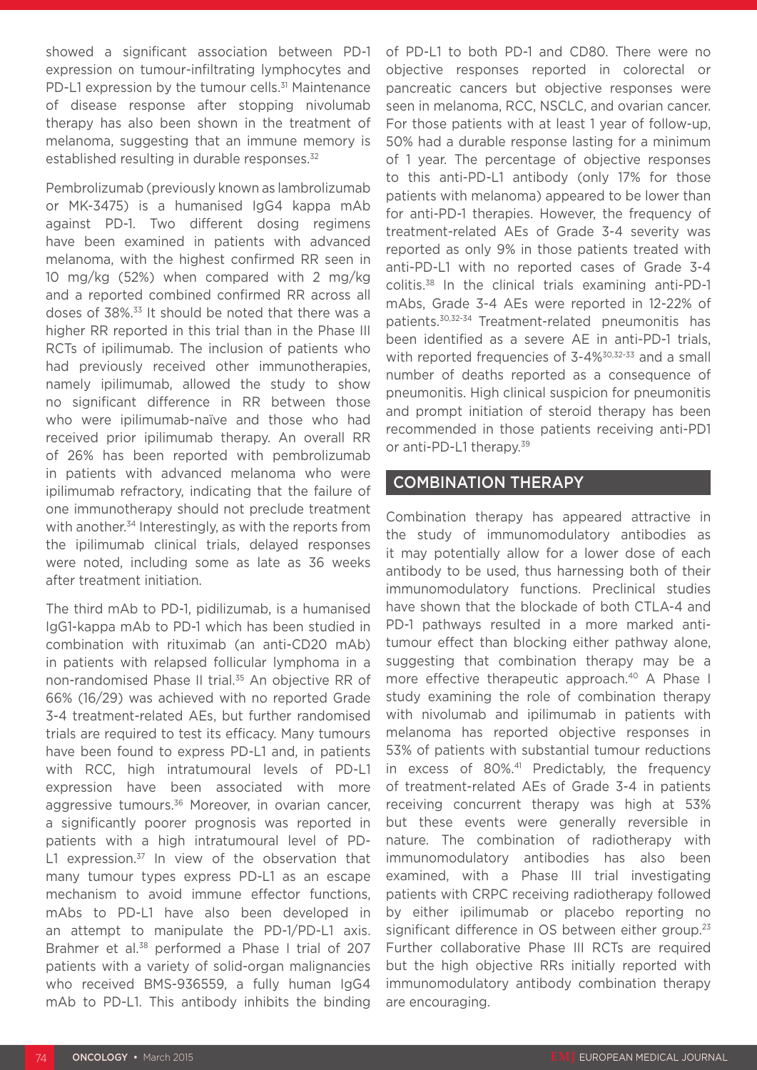showed a significant association between PD-1 expression on tumour-infiltrating lymphocytes and PD-L1 expression by the tumour cells.[31] Maintenance of disease response after stopping nivolumab therapy has also been shown in the treatment of melanoma, suggesting that an immune memory is established resulting in durable responses.[32]

Pembrolizumab (previously known as lambrolizumab or MK-3475) is a humanised IgG4 kappa mAb against PD-1. Two different dosing regimens have been examined in patients with advanced melanoma, with the highest confirmed RR seen in 10 mg/kg (52%) when compared with 2 mg/kg and a reported combined confirmed RR across all doses of 38%.[33] It should be noted that there was a higher RR reported in this trial than in the Phase III RCTs of ipilimumab. The inclusion of patients who had previously received other immunotherapies, namely ipilimumab, allowed the study to show no significant difference in RR between those who were ipilimumab-naïve and those who had received prior ipilimumab therapy. An overall RR of 26% has been reported with pembrolizumab in patients with advanced melanoma who were ipilimumab refractory, indicating that the failure of one immunotherapy should not preclude treatment with another.[34] Interestingly, as with the reports from the ipilimumab clinical trials, delayed responses were noted, including some as late as 36 weeks after treatment initiation.

The third mAb to PD-1, pidilizumab, is a humanised IgG1-kappa mAb to PD-1 which has been studied in combination with rituximab (an anti-CD20 mAb) in patients with relapsed follicular lymphoma in a non-randomised Phase II trial.[35] An objective RR of 66% (16/29) was achieved with no reported Grade 3-4 treatment-related AEs, but further randomised trials are required to test its efficacy. Many tumours have been found to express PD-L1 and, in patients with RCC, high intratumoural levels of PD-L1 expression have been associated with more aggressive tumours.[36] Moreover, in ovarian cancer, a significantly poorer prognosis was reported in patients with a high intratumoural level of PD-L1 expression.[37] In view of the observation that many tumour types express PD-L1 as an escape mechanism to avoid immune effector functions, mAbs to PD-L1 have also been developed in an attempt to manipulate the PD-1/PD-L1 axis. Brahmer et al.[38] performed a Phase I trial of 207 patients with a variety of solid-organ malignancies who received BMS-936559, a fully human IgG4 mAb to PD-L1. This antibody inhibits the binding of PD-L1 to both PD-1 and CD80. There were no objective responses reported in colorectal or pancreatic cancers but objective responses were seen in melanoma, RCC, NSCLC, and ovarian cancer. For those patients with at least 1 year of follow-up, 50% had a durable response lasting for a minimum of 1 year. The percentage of objective responses to this anti-PD-L1 antibody (only 17% for those patients with melanoma) appeared to be lower than for anti-PD-1 therapies. However, the frequency of treatment-related AEs of Grade 3-4 severity was reported as only 9% in those patients treated with anti-PD-L1 with no reported cases of Grade 3-4 colitis.[38] In the clinical trials examining anti-PD-1 mAbs, Grade 3-4 AEs were reported in 12-22% of patients.[30,32-34] Treatment-related pneumonitis has been identified as a severe AE in anti-PD-1 trials, with reported frequencies of 3-4%[30,32-33] and a small number of deaths reported as a consequence of pneumonitis. High clinical suspicion for pneumonitis and prompt initiation of steroid therapy has been recommended in those patients receiving anti-PD1 or anti-PD-L1 therapy.[39]

## COMBINATION THERAPY

Combination therapy has appeared attractive in the study of immunomodulatory antibodies as it may potentially allow for a lower dose of each antibody to be used, thus harnessing both of their immunomodulatory functions. Preclinical studies have shown that the blockade of both CTLA-4 and PD-1 pathways resulted in a more marked anti-tumour effect than blocking either pathway alone, suggesting that combination therapy may be a more effective therapeutic approach.[40] A Phase I study examining the role of combination therapy with nivolumab and ipilimumab in patients with melanoma has reported objective responses in 53% of patients with substantial tumour reductions in excess of 80%.[41] Predictably, the frequency of treatment-related AEs of Grade 3-4 in patients receiving concurrent therapy was high at 53% but these events were generally reversible in nature. The combination of radiotherapy with immunomodulatory antibodies has also been examined, with a Phase III trial investigating patients with CRPC receiving radiotherapy followed by either ipilimumab or placebo reporting no significant difference in OS between either group.[23] Further collaborative Phase III RCTs are required but the high objective RRs initially reported with immunomodulatory antibody combination therapy are encouraging.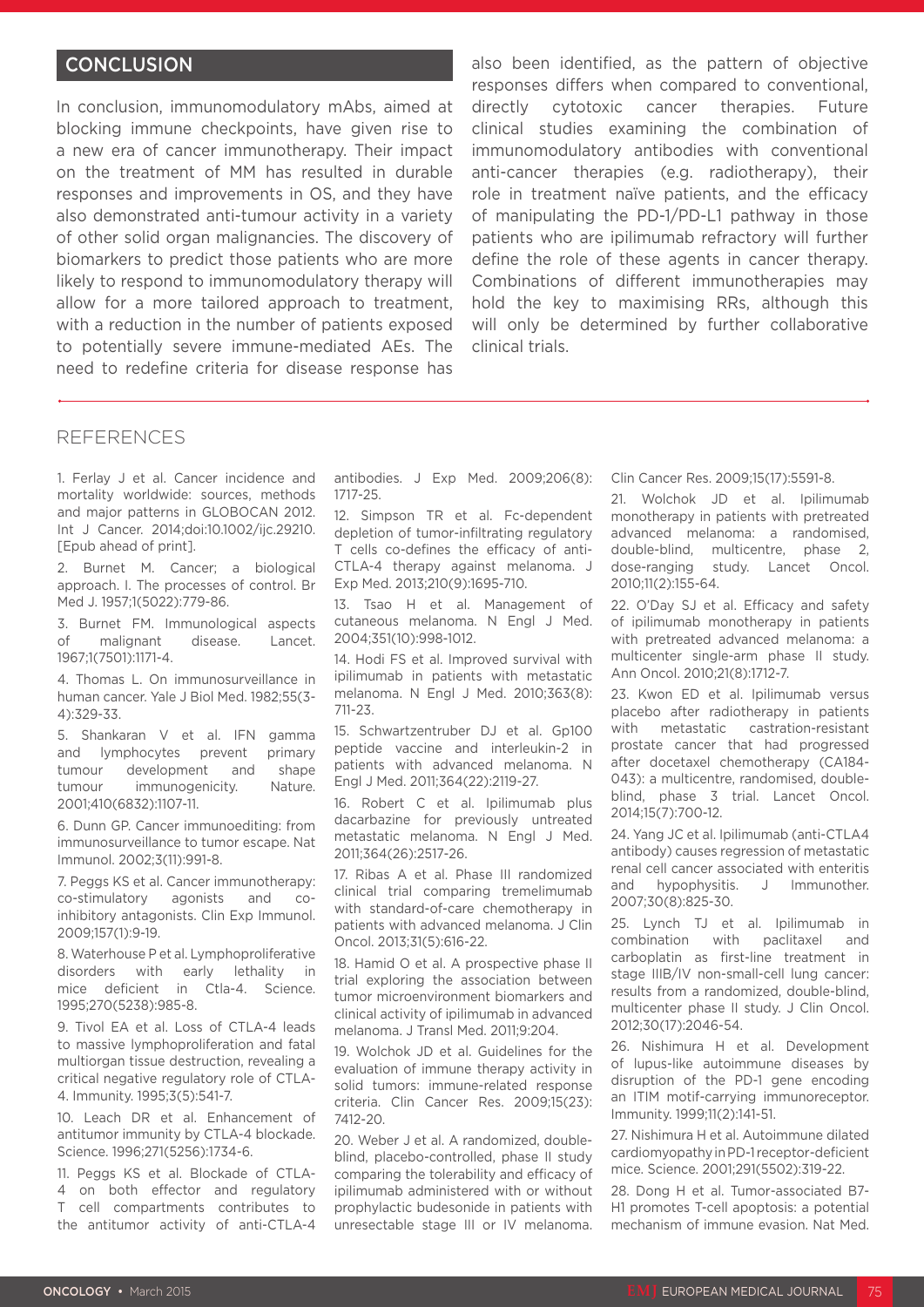## CONCLUSION

In conclusion, immunomodulatory mAbs, aimed at blocking immune checkpoints, have given rise to a new era of cancer immunotherapy. Their impact on the treatment of MM has resulted in durable responses and improvements in OS, and they have also demonstrated anti-tumour activity in a variety of other solid organ malignancies. The discovery of biomarkers to predict those patients who are more likely to respond to immunomodulatory therapy will allow for a more tailored approach to treatment, with a reduction in the number of patients exposed to potentially severe immune-mediated AEs. The need to redefine criteria for disease response has also been identified, as the pattern of objective responses differs when compared to conventional, directly cytotoxic cancer therapies. Future clinical studies examining the combination of immunomodulatory antibodies with conventional anti-cancer therapies (e.g. radiotherapy), their role in treatment naïve patients, and the efficacy of manipulating the PD-1/PD-L1 pathway in those patients who are ipilimumab refractory will further define the role of these agents in cancer therapy. Combinations of different immunotherapies may hold the key to maximising RRs, although this will only be determined by further collaborative clinical trials.

## REFERENCES

1. Ferlay J et al. Cancer incidence and mortality worldwide: sources, methods and major patterns in GLOBOCAN 2012. Int J Cancer. 2014;doi:10.1002/ijc.29210. [Epub ahead of print].

2. Burnet M. Cancer; a biological approach. I. The processes of control. Br Med J. 1957;1(5022):779-86.

3. Burnet FM. Immunological aspects of malignant disease. Lancet. 1967;1(7501):1171-4.

4. Thomas L. On immunosurveillance in human cancer. Yale J Biol Med. 1982;55(3-4):329-33.

5. Shankaran V et al. IFN gamma and lymphocytes prevent primary tumour development and shape tumour immunogenicity. Nature. 2001;410(6832):1107-11.

6. Dunn GP. Cancer immunoediting: from immunosurveillance to tumor escape. Nat Immunol. 2002;3(11):991-8.

7. Peggs KS et al. Cancer immunotherapy: co-stimulatory agonists and co-inhibitory antagonists. Clin Exp Immunol. 2009;157(1):9-19.

8. Waterhouse P et al. Lymphoproliferative disorders with early lethality in mice deficient in Ctla-4. Science. 1995;270(5238):985-8.

9. Tivol EA et al. Loss of CTLA-4 leads to massive lymphoproliferation and fatal multiorgan tissue destruction, revealing a critical negative regulatory role of CTLA-4. Immunity. 1995;3(5):541-7.

10. Leach DR et al. Enhancement of antitumor immunity by CTLA-4 blockade. Science. 1996;271(5256):1734-6.

11. Peggs KS et al. Blockade of CTLA-4 on both effector and regulatory T cell compartments contributes to the antitumor activity of anti-CTLA-4 antibodies. J Exp Med. 2009;206(8):1717-25.

12. Simpson TR et al. Fc-dependent depletion of tumor-infiltrating regulatory T cells co-defines the efficacy of anti-CTLA-4 therapy against melanoma. J Exp Med. 2013;210(9):1695-710.

13. Tsao H et al. Management of cutaneous melanoma. N Engl J Med. 2004;351(10):998-1012.

14. Hodi FS et al. Improved survival with ipilimumab in patients with metastatic melanoma. N Engl J Med. 2010;363(8):711-23.

15. Schwartzentruber DJ et al. Gp100 peptide vaccine and interleukin-2 in patients with advanced melanoma. N Engl J Med. 2011;364(22):2119-27.

16. Robert C et al. Ipilimumab plus dacarbazine for previously untreated metastatic melanoma. N Engl J Med. 2011;364(26):2517-26.

17. Ribas A et al. Phase III randomized clinical trial comparing tremelimumab with standard-of-care chemotherapy in patients with advanced melanoma. J Clin Oncol. 2013;31(5):616-22.

18. Hamid O et al. A prospective phase II trial exploring the association between tumor microenvironment biomarkers and clinical activity of ipilimumab in advanced melanoma. J Transl Med. 2011;9:204.

19. Wolchok JD et al. Guidelines for the evaluation of immune therapy activity in solid tumors: immune-related response criteria. Clin Cancer Res. 2009;15(23):7412-20.

20. Weber J et al. A randomized, double-blind, placebo-controlled, phase II study comparing the tolerability and efficacy of ipilimumab administered with or without prophylactic budesonide in patients with unresectable stage III or IV melanoma. Clin Cancer Res. 2009;15(17):5591-8.

21. Wolchok JD et al. Ipilimumab monotherapy in patients with pretreated advanced melanoma: a randomised, double-blind, multicentre, phase 2, dose-ranging study. Lancet Oncol. 2010;11(2):155-64.

22. O'Day SJ et al. Efficacy and safety of ipilimumab monotherapy in patients with pretreated advanced melanoma: a multicenter single-arm phase II study. Ann Oncol. 2010;21(8):1712-7.

23. Kwon ED et al. Ipilimumab versus placebo after radiotherapy in patients with metastatic castration-resistant prostate cancer that had progressed after docetaxel chemotherapy (CA184-043): a multicentre, randomised, double-blind, phase 3 trial. Lancet Oncol. 2014;15(7):700-12.

24. Yang JC et al. Ipilimumab (anti-CTLA4 antibody) causes regression of metastatic renal cell cancer associated with enteritis and hypophysitis. J Immunother. 2007;30(8):825-30.

25. Lynch TJ et al. Ipilimumab in combination with paclitaxel and carboplatin as first-line treatment in stage IIIB/IV non-small-cell lung cancer: results from a randomized, double-blind, multicenter phase II study. J Clin Oncol. 2012;30(17):2046-54.

26. Nishimura H et al. Development of lupus-like autoimmune diseases by disruption of the PD-1 gene encoding an ITIM motif-carrying immunoreceptor. Immunity. 1999;11(2):141-51.

27. Nishimura H et al. Autoimmune dilated cardiomyopathy in PD-1 receptor-deficient mice. Science. 2001;291(5502):319-22.

28. Dong H et al. Tumor-associated B7-H1 promotes T-cell apoptosis: a potential mechanism of immune evasion. Nat Med.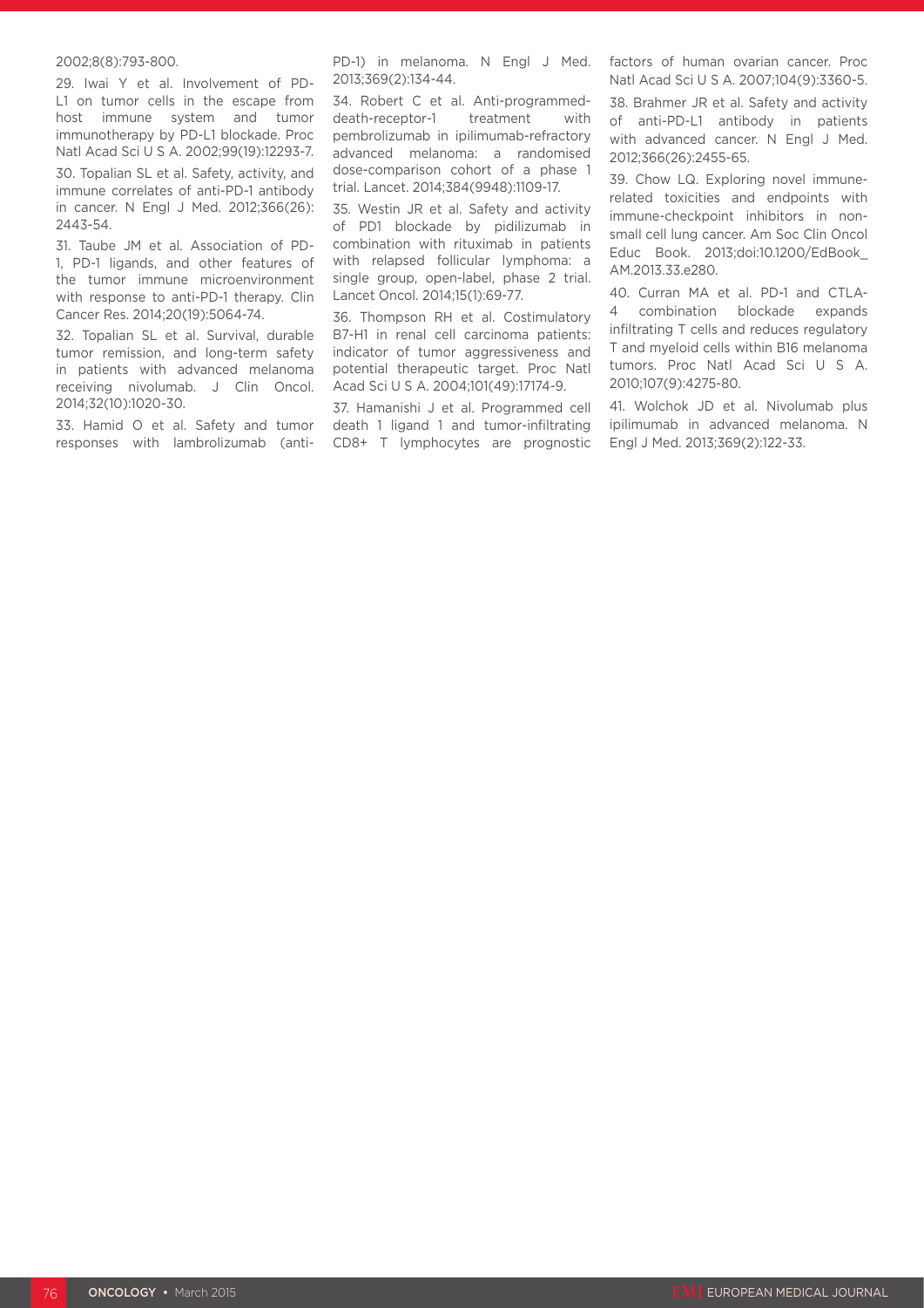2002;8(8):793-800.

29. Iwai Y et al. Involvement of PD-L1 on tumor cells in the escape from host immune system and tumor immunotherapy by PD-L1 blockade. Proc Natl Acad Sci U S A. 2002;99(19):12293-7.

30. Topalian SL et al. Safety, activity, and immune correlates of anti-PD-1 antibody in cancer. N Engl J Med. 2012;366(26): 2443-54.

31. Taube JM et al. Association of PD-1, PD-1 ligands, and other features of the tumor immune microenvironment with response to anti-PD-1 therapy. Clin Cancer Res. 2014;20(19):5064-74.

32. Topalian SL et al. Survival, durable tumor remission, and long-term safety in patients with advanced melanoma receiving nivolumab. J Clin Oncol. 2014;32(10):1020-30.

33. Hamid O et al. Safety and tumor responses with lambrolizumab (anti-PD-1) in melanoma. N Engl J Med. 2013;369(2):134-44.

34. Robert C et al. Anti-programmed-death-receptor-1 treatment with pembrolizumab in ipilimumab-refractory advanced melanoma: a randomised dose-comparison cohort of a phase 1 trial. Lancet. 2014;384(9948):1109-17.

35. Westin JR et al. Safety and activity of PD1 blockade by pidilizumab in combination with rituximab in patients with relapsed follicular lymphoma: a single group, open-label, phase 2 trial. Lancet Oncol. 2014;15(1):69-77.

36. Thompson RH et al. Costimulatory B7-H1 in renal cell carcinoma patients: indicator of tumor aggressiveness and potential therapeutic target. Proc Natl Acad Sci U S A. 2004;101(49):17174-9.

37. Hamanishi J et al. Programmed cell death 1 ligand 1 and tumor-infiltrating CD8+ T lymphocytes are prognostic factors of human ovarian cancer. Proc Natl Acad Sci U S A. 2007;104(9):3360-5.

38. Brahmer JR et al. Safety and activity of anti-PD-L1 antibody in patients with advanced cancer. N Engl J Med. 2012;366(26):2455-65.

39. Chow LQ. Exploring novel immune-related toxicities and endpoints with immune-checkpoint inhibitors in non-small cell lung cancer. Am Soc Clin Oncol Educ Book. 2013;doi:10.1200/EdBook_AM.2013.33.e280.

40. Curran MA et al. PD-1 and CTLA-4 combination blockade expands infiltrating T cells and reduces regulatory T and myeloid cells within B16 melanoma tumors. Proc Natl Acad Sci U S A. 2010;107(9):4275-80.

41. Wolchok JD et al. Nivolumab plus ipilimumab in advanced melanoma. N Engl J Med. 2013;369(2):122-33.